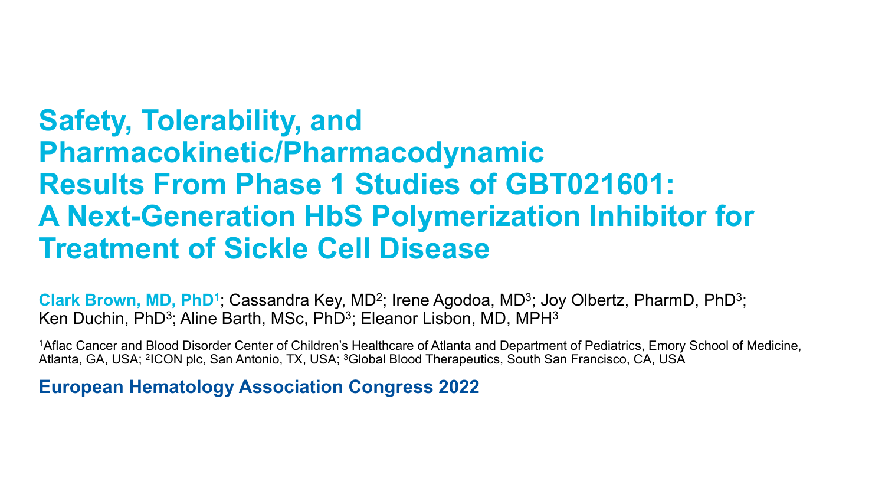# Safety, Tolerability, and Pharmacokinetic/Pharmacodynamic Results From Phase 1 Studies of GBT021601: A Next-Generation HbS Polymerization Inhibitor for Treatment of Sickle Cell Disease

**Clark Brown, MD, PhD**[1]; Cassandra Key, MD[2]; Irene Agodoa, MD[3]; Joy Olbertz, PharmD, PhD[3]; Ken Duchin, PhD[3]; Aline Barth, MSc, PhD[3]; Eleanor Lisbon, MD, MPH[3]

[1]Aflac Cancer and Blood Disorder Center of Children's Healthcare of Atlanta and Department of Pediatrics, Emory School of Medicine, Atlanta, GA, USA; [2]ICON plc, San Antonio, TX, USA; [3]Global Blood Therapeutics, South San Francisco, CA, USA

**European Hematology Association Congress 2022**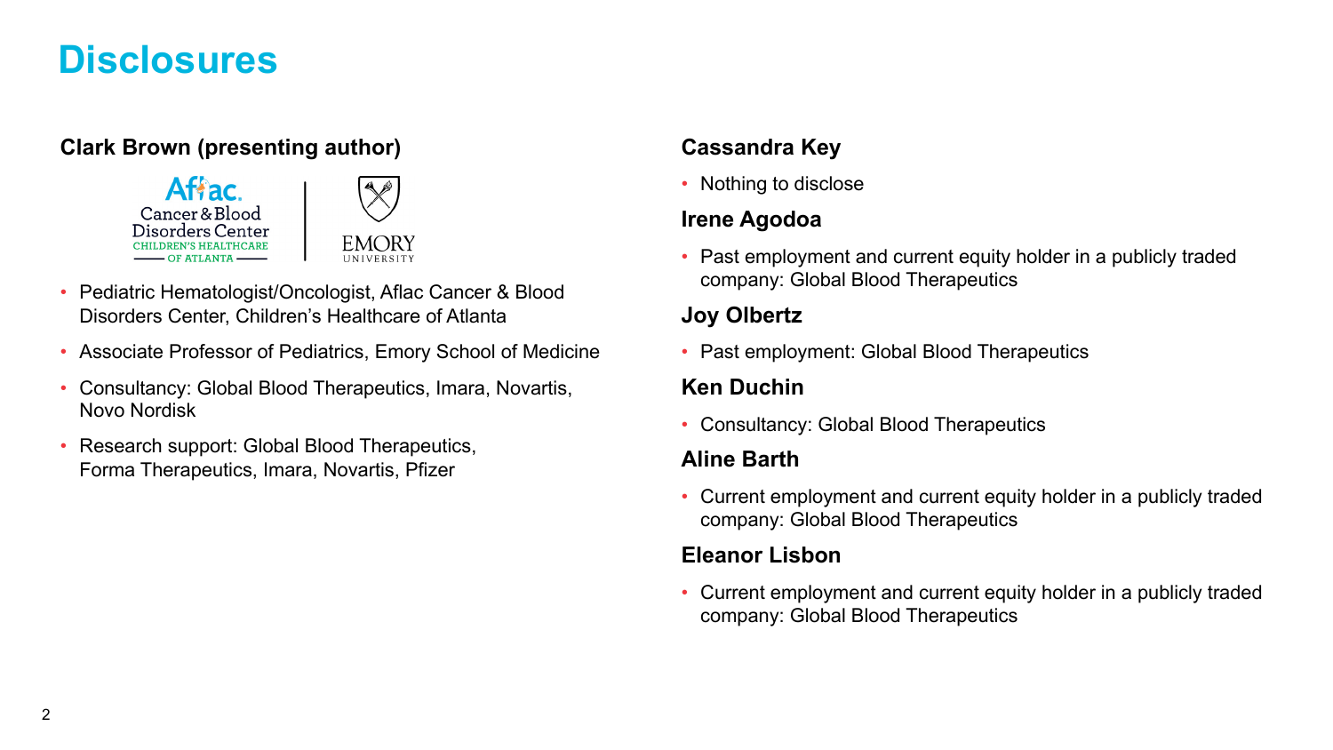# Disclosures

### Clark Brown (presenting author)

- Pediatric Hematologist/Oncologist, Aflac Cancer & Blood Disorders Center, Children's Healthcare of Atlanta
- Associate Professor of Pediatrics, Emory School of Medicine
- Consultancy: Global Blood Therapeutics, Imara, Novartis, Novo Nordisk
- Research support: Global Blood Therapeutics, Forma Therapeutics, Imara, Novartis, Pfizer

### Cassandra Key

- Nothing to disclose

### Irene Agodoa

- Past employment and current equity holder in a publicly traded company: Global Blood Therapeutics

### Joy Olbertz

- Past employment: Global Blood Therapeutics

### Ken Duchin

- Consultancy: Global Blood Therapeutics

### Aline Barth

- Current employment and current equity holder in a publicly traded company: Global Blood Therapeutics

### Eleanor Lisbon

- Current employment and current equity holder in a publicly traded company: Global Blood Therapeutics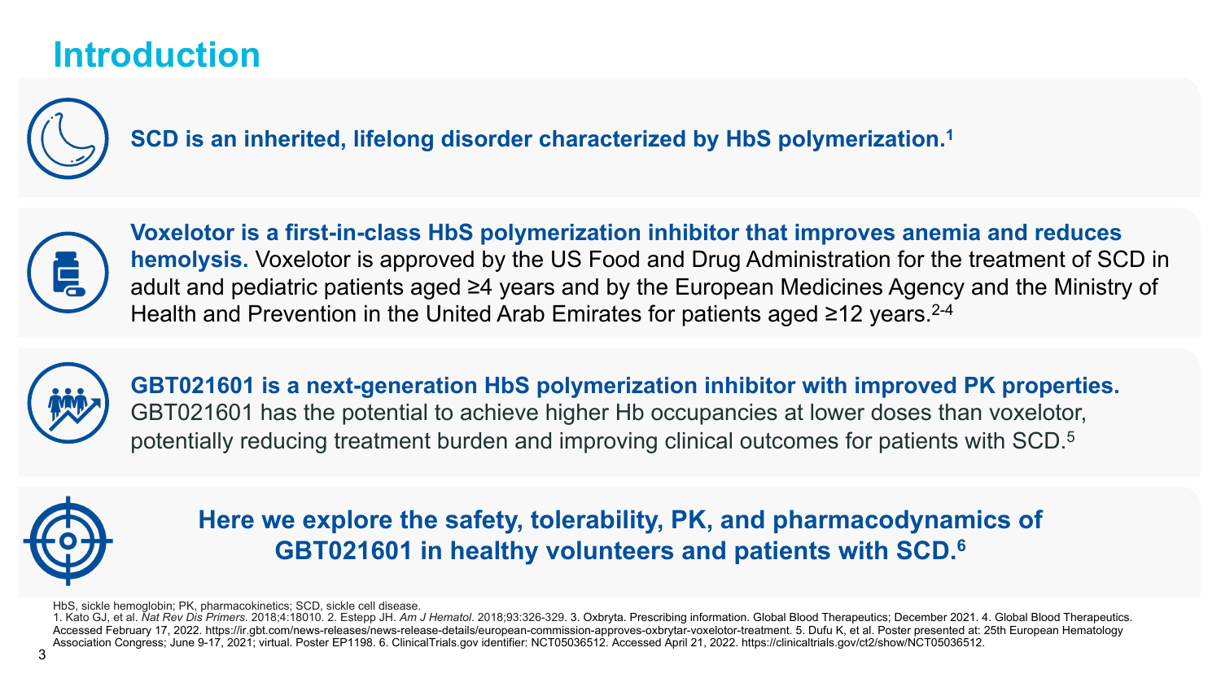# Introduction

**SCD is an inherited, lifelong disorder characterized by HbS polymerization.[1]**

**Voxelotor is a first-in-class HbS polymerization inhibitor that improves anemia and reduces hemolysis.** Voxelotor is approved by the US Food and Drug Administration for the treatment of SCD in adult and pediatric patients aged ≥4 years and by the European Medicines Agency and the Ministry of Health and Prevention in the United Arab Emirates for patients aged ≥12 years.[2-4]

**GBT021601 is a next-generation HbS polymerization inhibitor with improved PK properties.** GBT021601 has the potential to achieve higher Hb occupancies at lower doses than voxelotor, potentially reducing treatment burden and improving clinical outcomes for patients with SCD.[5]

**Here we explore the safety, tolerability, PK, and pharmacodynamics of GBT021601 in healthy volunteers and patients with SCD.[6]**

HbS, sickle hemoglobin; PK, pharmacokinetics; SCD, sickle cell disease.

1. Kato GJ, et al. *Nat Rev Dis Primers*. 2018;4:18010. 2. Estepp JH. *Am J Hematol*. 2018;93:326-329. 3. Oxbryta. Prescribing information. Global Blood Therapeutics; December 2021. 4. Global Blood Therapeutics. Accessed February 17, 2022. https://ir.gbt.com/news-releases/news-release-details/european-commission-approves-oxbrytar-voxelotor-treatment. 5. Dufu K, et al. Poster presented at: 25th European Hematology Association Congress; June 9-17, 2021; virtual. Poster EP1198. 6. ClinicalTrials.gov identifier: NCT05036512. Accessed April 21, 2022. https://clinicaltrials.gov/ct2/show/NCT05036512.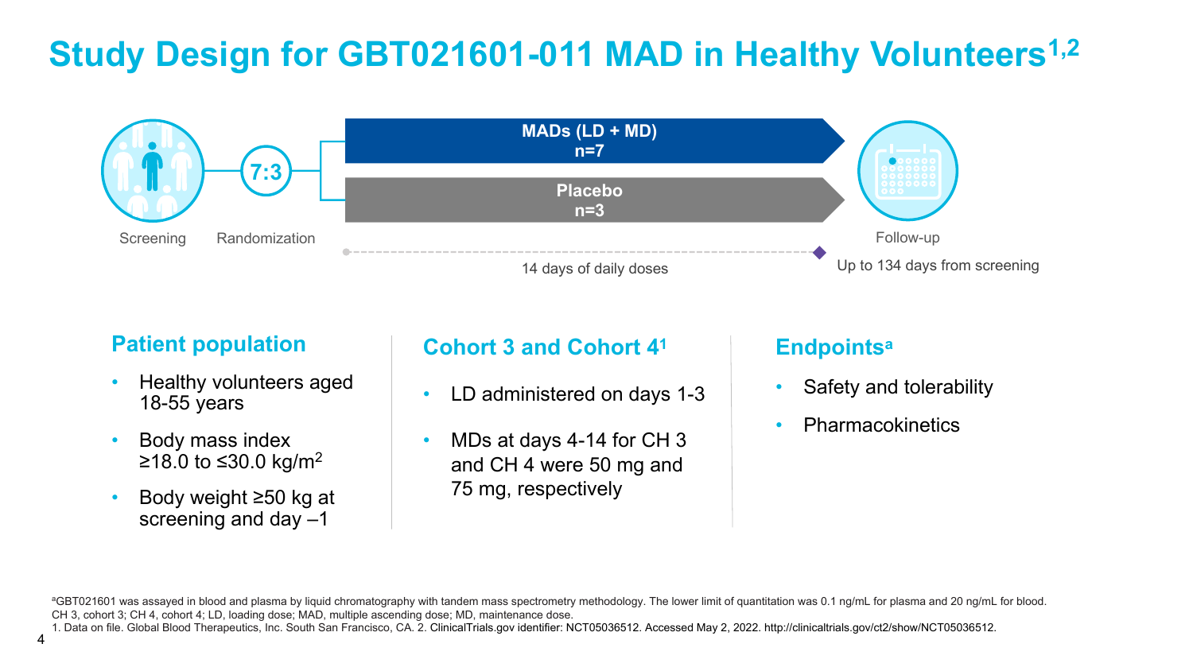# Study Design for GBT021601-011 MAD in Healthy Volunteers[1,2]

Screening → 7:3 Randomization

- MADs (LD + MD) n=7
- Placebo n=3

14 days of daily doses

Follow-up: Up to 134 days from screening

## Patient population

- Healthy volunteers aged 18-55 years
- Body mass index ≥18.0 to ≤30.0 kg/m$^2$
- Body weight ≥50 kg at screening and day –1

## Cohort 3 and Cohort 4[1]

- LD administered on days 1-3
- MDs at days 4-14 for CH 3 and CH 4 were 50 mg and 75 mg, respectively

## Endpoints[a]

- Safety and tolerability
- Pharmacokinetics

[a]GBT021601 was assayed in blood and plasma by liquid chromatography with tandem mass spectrometry methodology. The lower limit of quantitation was 0.1 ng/mL for plasma and 20 ng/mL for blood.
CH 3, cohort 3; CH 4, cohort 4; LD, loading dose; MAD, multiple ascending dose; MD, maintenance dose.
1. Data on file. Global Blood Therapeutics, Inc. South San Francisco, CA. 2. ClinicalTrials.gov identifier: NCT05036512. Accessed May 2, 2022. http://clinicaltrials.gov/ct2/show/NCT05036512.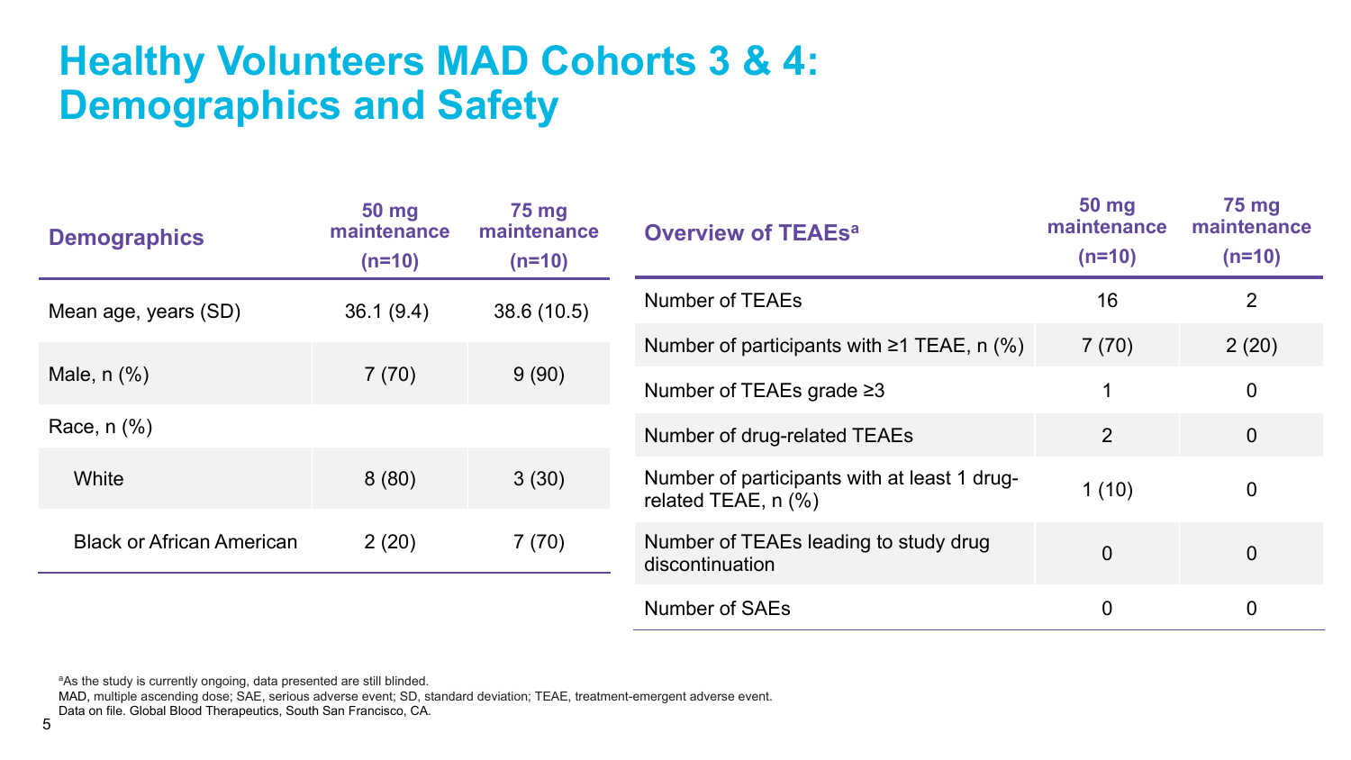# Healthy Volunteers MAD Cohorts 3 & 4: Demographics and Safety

| Demographics | 50 mg maintenance (n=10) | 75 mg maintenance (n=10) |
|---|---|---|
| Mean age, years (SD) | 36.1 (9.4) | 38.6 (10.5) |
| Male, n (%) | 7 (70) | 9 (90) |
| Race, n (%) | | |
| White | 8 (80) | 3 (30) |
| Black or African American | 2 (20) | 7 (70) |

| Overview of TEAEs[a] | 50 mg maintenance (n=10) | 75 mg maintenance (n=10) |
|---|---|---|
| Number of TEAEs | 16 | 2 |
| Number of participants with ≥1 TEAE, n (%) | 7 (70) | 2 (20) |
| Number of TEAEs grade ≥3 | 1 | 0 |
| Number of drug-related TEAEs | 2 | 0 |
| Number of participants with at least 1 drug-related TEAE, n (%) | 1 (10) | 0 |
| Number of TEAEs leading to study drug discontinuation | 0 | 0 |
| Number of SAEs | 0 | 0 |

[a]As the study is currently ongoing, data presented are still blinded.
MAD, multiple ascending dose; SAE, serious adverse event; SD, standard deviation; TEAE, treatment-emergent adverse event.
Data on file. Global Blood Therapeutics, South San Francisco, CA.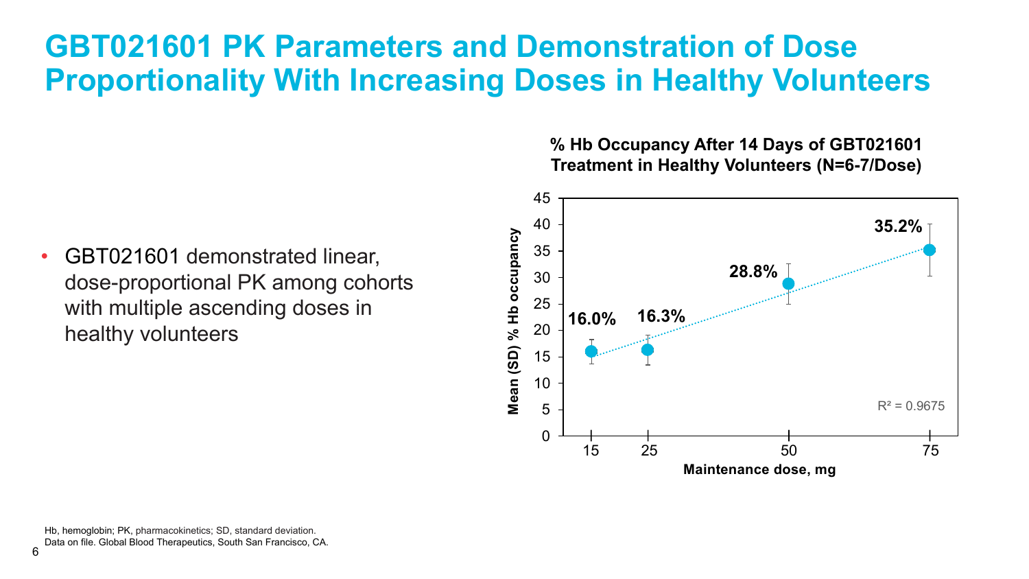# GBT021601 PK Parameters and Demonstration of Dose Proportionality With Increasing Doses in Healthy Volunteers

- GBT021601 demonstrated linear, dose-proportional PK among cohorts with multiple ascending doses in healthy volunteers

**% Hb Occupancy After 14 Days of GBT021601 Treatment in Healthy Volunteers (N=6-7/Dose)**

| Maintenance dose, mg | Mean (SD) % Hb occupancy |
|---|---|
| 15 | 16.0% |
| 25 | 16.3% |
| 50 | 28.8% |
| 75 | 35.2% |

$R^2 = 0.9675$

Hb, hemoglobin; PK, pharmacokinetics; SD, standard deviation.
Data on file. Global Blood Therapeutics, South San Francisco, CA.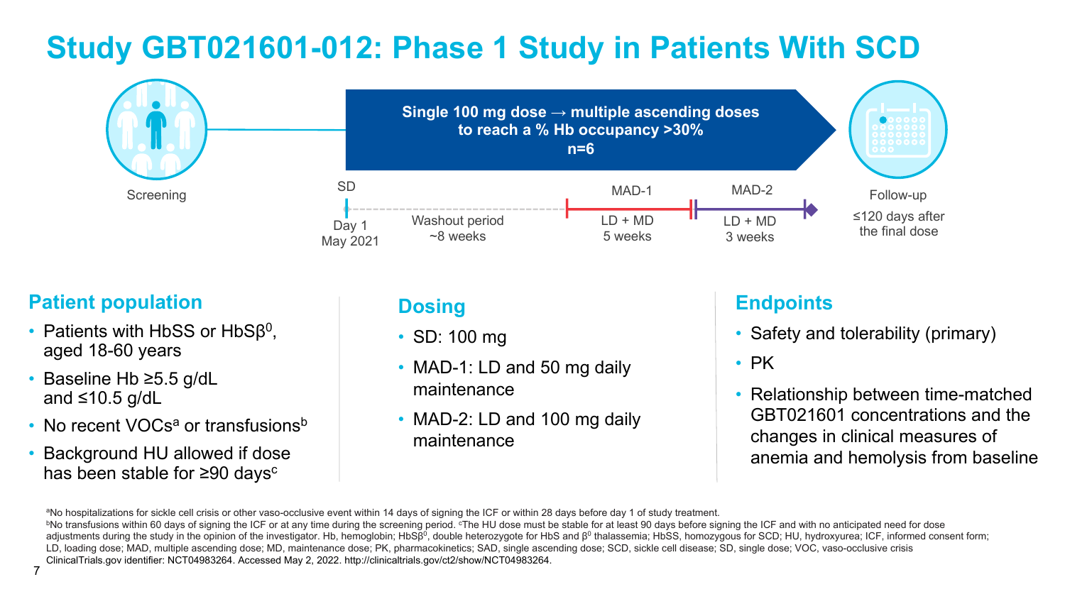# Study GBT021601-012: Phase 1 Study in Patients With SCD

Screening

**Single 100 mg dose → multiple ascending doses to reach a % Hb occupancy >30%**
**n=6**

SD — Day 1, May 2021

Washout period ~8 weeks

MAD-1 — LD + MD, 5 weeks

MAD-2 — LD + MD, 3 weeks

Follow-up — ≤120 days after the final dose

## Patient population

- Patients with HbSS or HbSβ$^0$, aged 18-60 years
- Baseline Hb ≥5.5 g/dL and ≤10.5 g/dL
- No recent VOCs[a] or transfusions[b]
- Background HU allowed if dose has been stable for ≥90 days[c]

## Dosing

- SD: 100 mg
- MAD-1: LD and 50 mg daily maintenance
- MAD-2: LD and 100 mg daily maintenance

## Endpoints

- Safety and tolerability (primary)
- PK
- Relationship between time-matched GBT021601 concentrations and the changes in clinical measures of anemia and hemolysis from baseline

[a]No hospitalizations for sickle cell crisis or other vaso-occlusive event within 14 days of signing the ICF or within 28 days before day 1 of study treatment.
[b]No transfusions within 60 days of signing the ICF or at any time during the screening period. [c]The HU dose must be stable for at least 90 days before signing the ICF and with no anticipated need for dose adjustments during the study in the opinion of the investigator. Hb, hemoglobin; HbSβ$^0$, double heterozygote for HbS and β$^0$ thalassemia; HbSS, homozygous for SCD; HU, hydroxyurea; ICF, informed consent form; LD, loading dose; MAD, multiple ascending dose; MD, maintenance dose; PK, pharmacokinetics; SAD, single ascending dose; SCD, sickle cell disease; SD, single dose; VOC, vaso-occlusive crisis
ClinicalTrials.gov identifier: NCT04983264. Accessed May 2, 2022. http://clinicaltrials.gov/ct2/show/NCT04983264.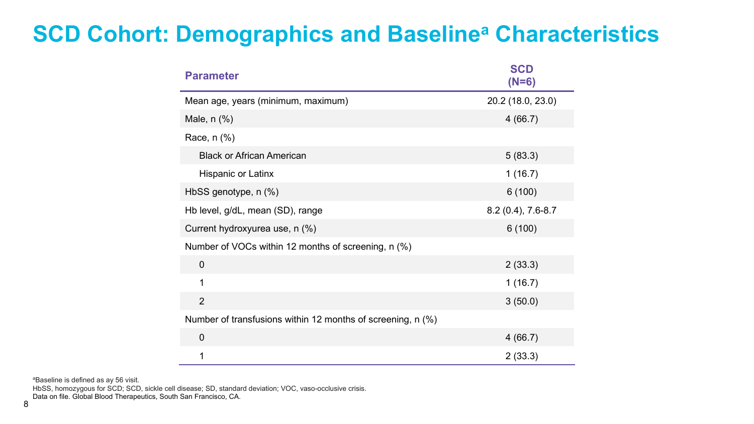# SCD Cohort: Demographics and Baseline[a] Characteristics

| Parameter | SCD (N=6) |
|---|---|
| Mean age, years (minimum, maximum) | 20.2 (18.0, 23.0) |
| Male, n (%) | 4 (66.7) |
| Race, n (%) | |
| Black or African American | 5 (83.3) |
| Hispanic or Latinx | 1 (16.7) |
| HbSS genotype, n (%) | 6 (100) |
| Hb level, g/dL, mean (SD), range | 8.2 (0.4), 7.6-8.7 |
| Current hydroxyurea use, n (%) | 6 (100) |
| Number of VOCs within 12 months of screening, n (%) | |
| 0 | 2 (33.3) |
| 1 | 1 (16.7) |
| 2 | 3 (50.0) |
| Number of transfusions within 12 months of screening, n (%) | |
| 0 | 4 (66.7) |
| 1 | 2 (33.3) |

[a]Baseline is defined as ay 56 visit.
HbSS, homozygous for SCD; SCD, sickle cell disease; SD, standard deviation; VOC, vaso-occlusive crisis.
Data on file. Global Blood Therapeutics, South San Francisco, CA.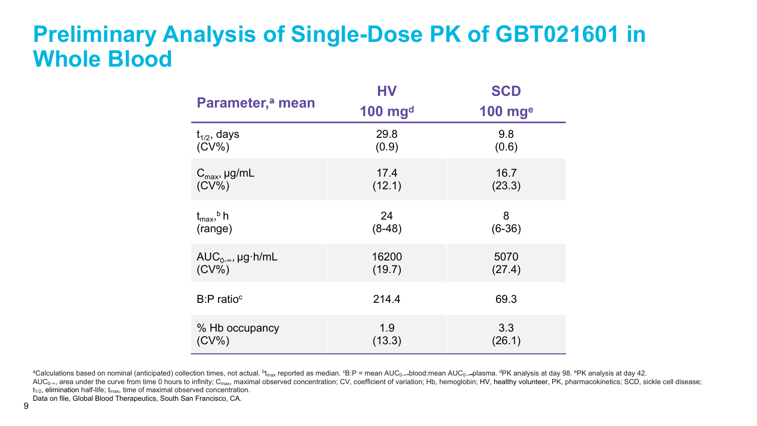# Preliminary Analysis of Single-Dose PK of GBT021601 in Whole Blood

| Parameter,[a] mean | HV 100 mg[d] | SCD 100 mg[e] |
|---|---|---|
| $t_{1/2}$, days (CV%) | 29.8 (0.9) | 9.8 (0.6) |
| $C_{max}$, µg/mL (CV%) | 17.4 (12.1) | 16.7 (23.3) |
| $t_{max}$,[b] h (range) | 24 (8-48) | 8 (6-36) |
| $AUC_{0-\infty}$, µg·h/mL (CV%) | 16200 (19.7) | 5070 (27.4) |
| B:P ratio[c] | 214.4 | 69.3 |
| % Hb occupancy (CV%) | 1.9 (13.3) | 3.3 (26.1) |

[a]Calculations based on nominal (anticipated) collection times, not actual. [b]$t_{max}$ reported as median. [c]B:P = mean $AUC_{0-\infty}$-blood:mean $AUC_{0-\infty}$-plasma. [d]PK analysis at day 98. [e]PK analysis at day 42.

$AUC_{0-\infty}$, area under the curve from time 0 hours to infinity; $C_{max}$, maximal observed concentration; CV, coefficient of variation; Hb, hemoglobin; HV, healthy volunteer, PK, pharmacokinetics; SCD, sickle cell disease; $t_{1/2}$, elimination half-life; $t_{max}$, time of maximal observed concentration.

Data on file, Global Blood Therapeutics, South San Francisco, CA.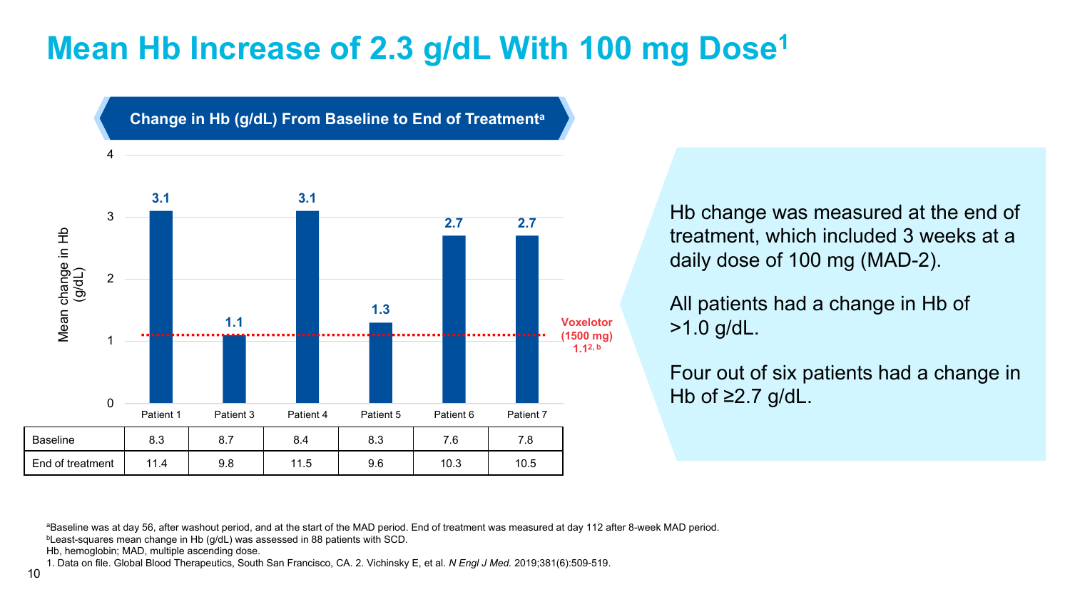# Mean Hb Increase of 2.3 g/dL With 100 mg Dose[1]

## Change in Hb (g/dL) From Baseline to End of Treatment[a]

| | Patient 1 | Patient 3 | Patient 4 | Patient 5 | Patient 6 | Patient 7 |
|---|---|---|---|---|---|---|
| Mean change in Hb (g/dL) | 3.1 | 1.1 | 3.1 | 1.3 | 2.7 | 2.7 |
| Baseline | 8.3 | 8.7 | 8.4 | 8.3 | 7.6 | 7.8 |
| End of treatment | 11.4 | 9.8 | 11.5 | 9.6 | 10.3 | 10.5 |

Voxelotor (1500 mg) 1.1[2, b]

Hb change was measured at the end of treatment, which included 3 weeks at a daily dose of 100 mg (MAD-2).

All patients had a change in Hb of >1.0 g/dL.

Four out of six patients had a change in Hb of ≥2.7 g/dL.

[a]Baseline was at day 56, after washout period, and at the start of the MAD period. End of treatment was measured at day 112 after 8-week MAD period.
[b]Least-squares mean change in Hb (g/dL) was assessed in 88 patients with SCD.
Hb, hemoglobin; MAD, multiple ascending dose.
1. Data on file. Global Blood Therapeutics, South San Francisco, CA. 2. Vichinsky E, et al. *N Engl J Med.* 2019;381(6):509-519.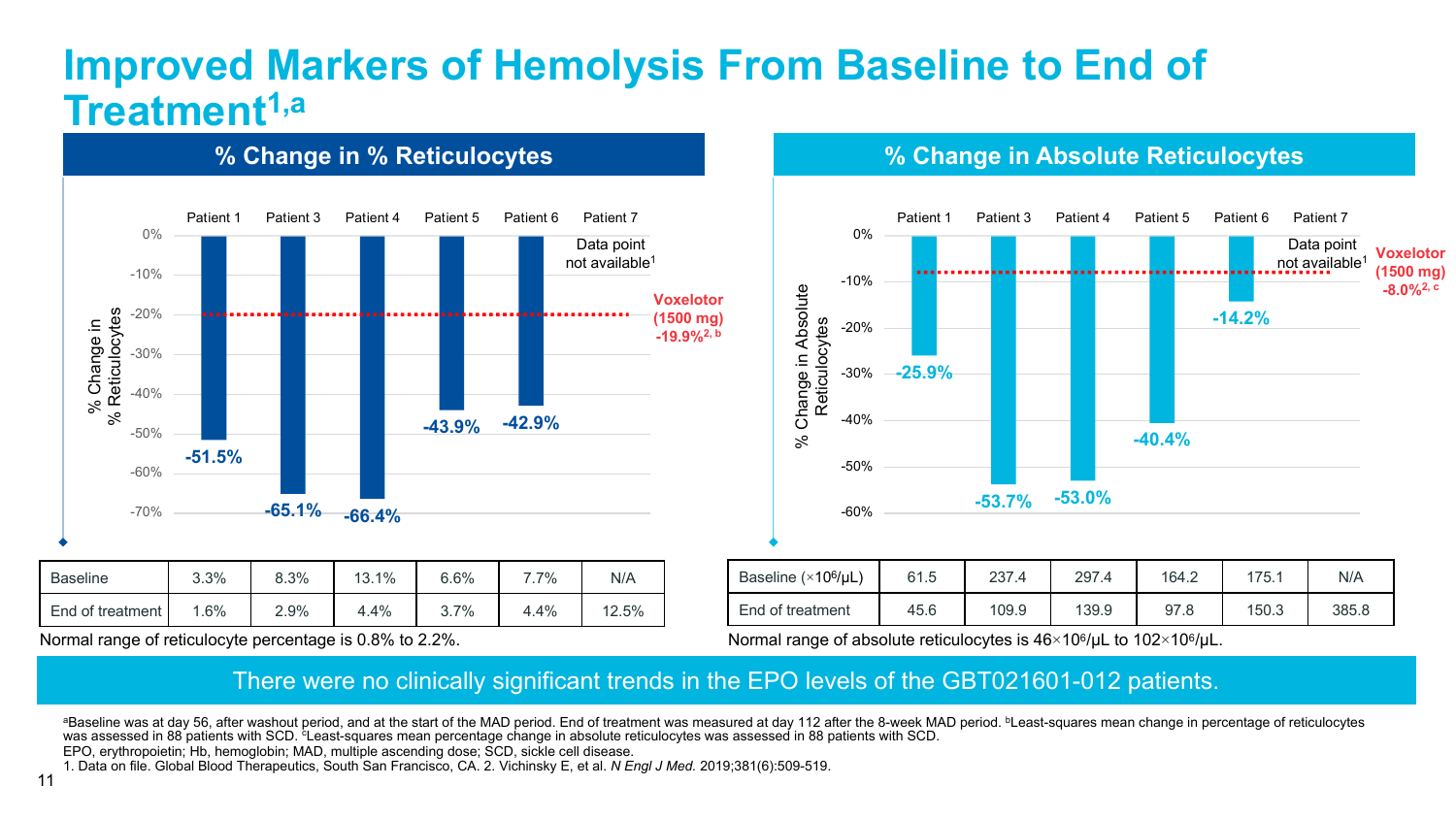# Improved Markers of Hemolysis From Baseline to End of Treatment[1,a]

## % Change in % Reticulocytes

| | Patient 1 | Patient 3 | Patient 4 | Patient 5 | Patient 6 | Patient 7 |
|---|---|---|---|---|---|---|
| % Change in % Reticulocytes | -51.5% | -65.1% | -66.4% | -43.9% | -42.9% | Data point not available[1] |

Voxelotor (1500 mg) -19.9%[2, b]

| Baseline | 3.3% | 8.3% | 13.1% | 6.6% | 7.7% | N/A |
|---|---|---|---|---|---|---|
| End of treatment | 1.6% | 2.9% | 4.4% | 3.7% | 4.4% | 12.5% |

Normal range of reticulocyte percentage is 0.8% to 2.2%.

## % Change in Absolute Reticulocytes

| | Patient 1 | Patient 3 | Patient 4 | Patient 5 | Patient 6 | Patient 7 |
|---|---|---|---|---|---|---|
| % Change in Absolute Reticulocytes | -25.9% | -53.7% | -53.0% | -40.4% | -14.2% | Data point not available[1] |

Voxelotor (1500 mg) -8.0%[2, c]

| Baseline ($\times 10^6/\mu L$) | 61.5 | 237.4 | 297.4 | 164.2 | 175.1 | N/A |
|---|---|---|---|---|---|---|
| End of treatment | 45.6 | 109.9 | 139.9 | 97.8 | 150.3 | 385.8 |

Normal range of absolute reticulocytes is $46\times10^6/\mu L$ to $102\times10^6/\mu L$.

There were no clinically significant trends in the EPO levels of the GBT021601-012 patients.

[a]Baseline was at day 56, after washout period, and at the start of the MAD period. End of treatment was measured at day 112 after the 8-week MAD period. [b]Least-squares mean change in percentage of reticulocytes was assessed in 88 patients with SCD. [c]Least-squares mean percentage change in absolute reticulocytes was assessed in 88 patients with SCD.
EPO, erythropoietin; Hb, hemoglobin; MAD, multiple ascending dose; SCD, sickle cell disease.
1. Data on file. Global Blood Therapeutics, South San Francisco, CA. 2. Vichinsky E, et al. *N Engl J Med.* 2019;381(6):509-519.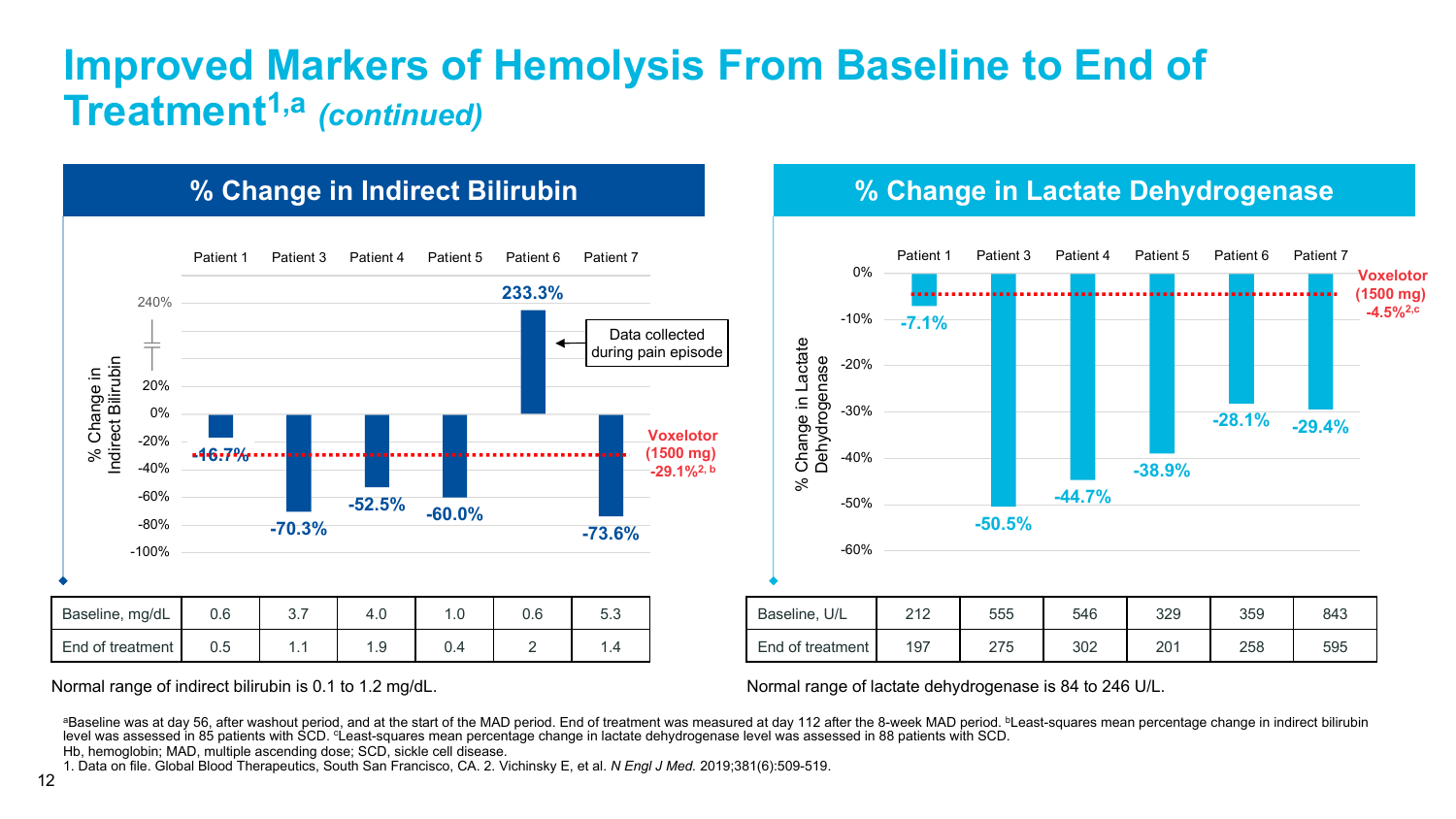# Improved Markers of Hemolysis From Baseline to End of Treatment[1,a] *(continued)*

## % Change in Indirect Bilirubin

| | Patient 1 | Patient 3 | Patient 4 | Patient 5 | Patient 6 | Patient 7 |
|---|---|---|---|---|---|---|
| % Change | -16.7% | -70.3% | -52.5% | -60.0% | 233.3% | -73.6% |

Patient 6: Data collected during pain episode

Voxelotor (1500 mg) -29.1%[2, b]

| Baseline, mg/dL | 0.6 | 3.7 | 4.0 | 1.0 | 0.6 | 5.3 |
|---|---|---|---|---|---|---|
| End of treatment | 0.5 | 1.1 | 1.9 | 0.4 | 2 | 1.4 |

Normal range of indirect bilirubin is 0.1 to 1.2 mg/dL.

## % Change in Lactate Dehydrogenase

| | Patient 1 | Patient 3 | Patient 4 | Patient 5 | Patient 6 | Patient 7 |
|---|---|---|---|---|---|---|
| % Change | -7.1% | -50.5% | -44.7% | -38.9% | -28.1% | -29.4% |

Voxelotor (1500 mg) -4.5%[2,c]

| Baseline, U/L | 212 | 555 | 546 | 329 | 359 | 843 |
|---|---|---|---|---|---|---|
| End of treatment | 197 | 275 | 302 | 201 | 258 | 595 |

Normal range of lactate dehydrogenase is 84 to 246 U/L.

[a]Baseline was at day 56, after washout period, and at the start of the MAD period. End of treatment was measured at day 112 after the 8-week MAD period. [b]Least-squares mean percentage change in indirect bilirubin level was assessed in 85 patients with SCD. [c]Least-squares mean percentage change in lactate dehydrogenase level was assessed in 88 patients with SCD.

Hb, hemoglobin; MAD, multiple ascending dose; SCD, sickle cell disease.

1. Data on file. Global Blood Therapeutics, South San Francisco, CA. 2. Vichinsky E, et al. *N Engl J Med.* 2019;381(6):509-519.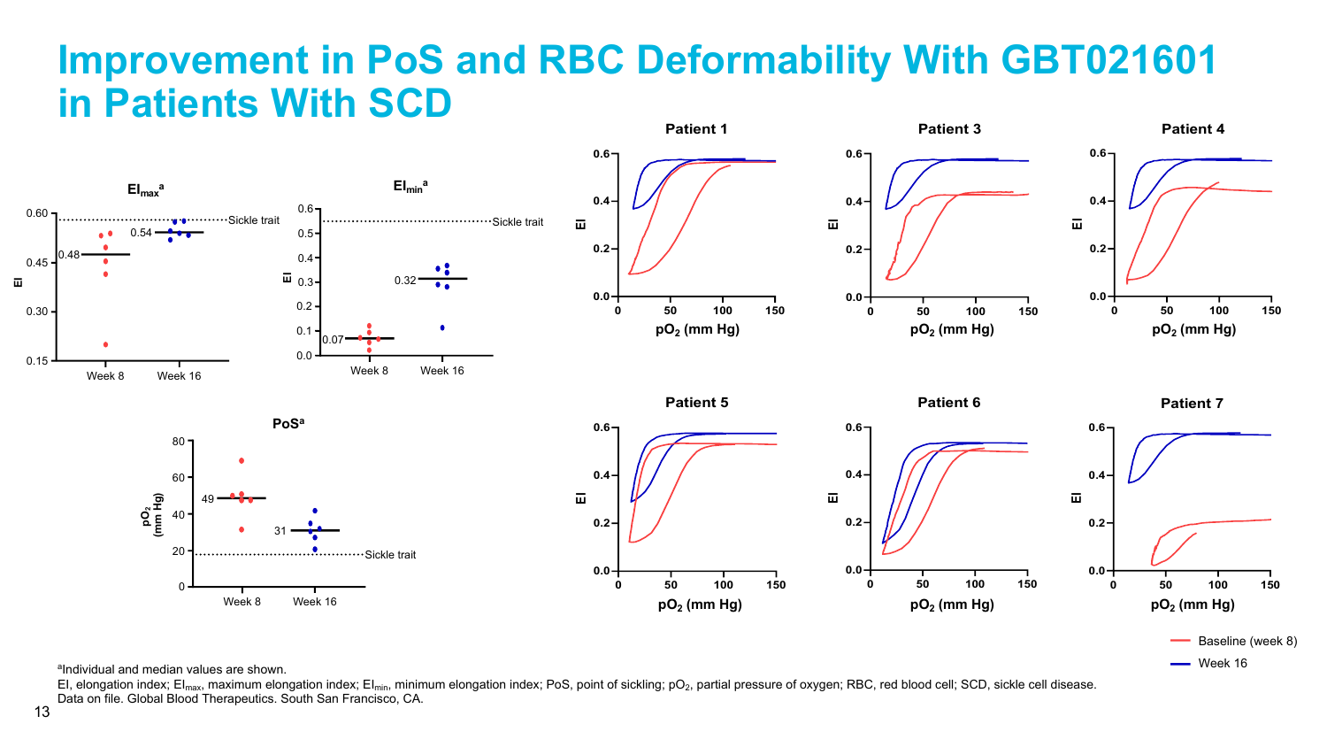# Improvement in PoS and RBC Deformability With GBT021601 in Patients With SCD

$EI_{max}$[a]

$EI_{min}$[a]

PoS[a]

Patient 1 · Patient 3 · Patient 4 · Patient 5 · Patient 6 · Patient 7

Baseline (week 8)
Week 16

[a]Individual and median values are shown.

EI, elongation index; $EI_{max}$, maximum elongation index; $EI_{min}$, minimum elongation index; PoS, point of sickling; $pO_2$, partial pressure of oxygen; RBC, red blood cell; SCD, sickle cell disease.

Data on file. Global Blood Therapeutics. South San Francisco, CA.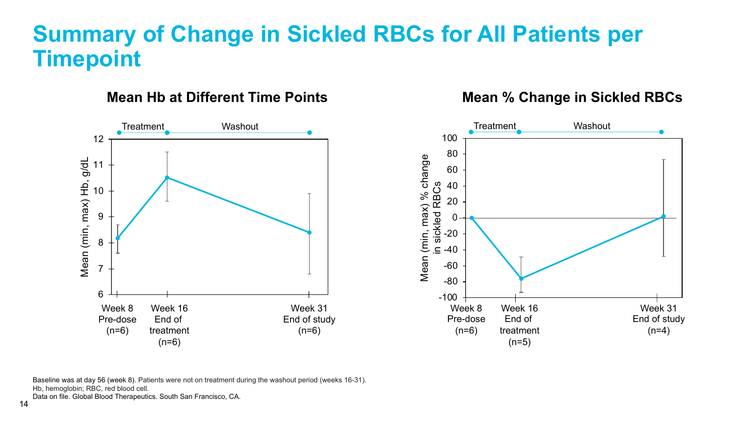# Summary of Change in Sickled RBCs for All Patients per Timepoint

### Mean Hb at Different Time Points

Treatment | Washout

Mean (min, max) Hb, g/dL

Week 8 Pre-dose (n=6) | Week 16 End of treatment (n=6) | Week 31 End of study (n=6)

### Mean % Change in Sickled RBCs

Treatment | Washout

Mean (min, max) % change in sickled RBCs

Week 8 Pre-dose (n=6) | Week 16 End of treatment (n=5) | Week 31 End of study (n=4)

Baseline was at day 56 (week 8). Patients were not on treatment during the washout period (weeks 16-31).
Hb, hemoglobin; RBC, red blood cell.
Data on file. Global Blood Therapeutics. South San Francisco, CA.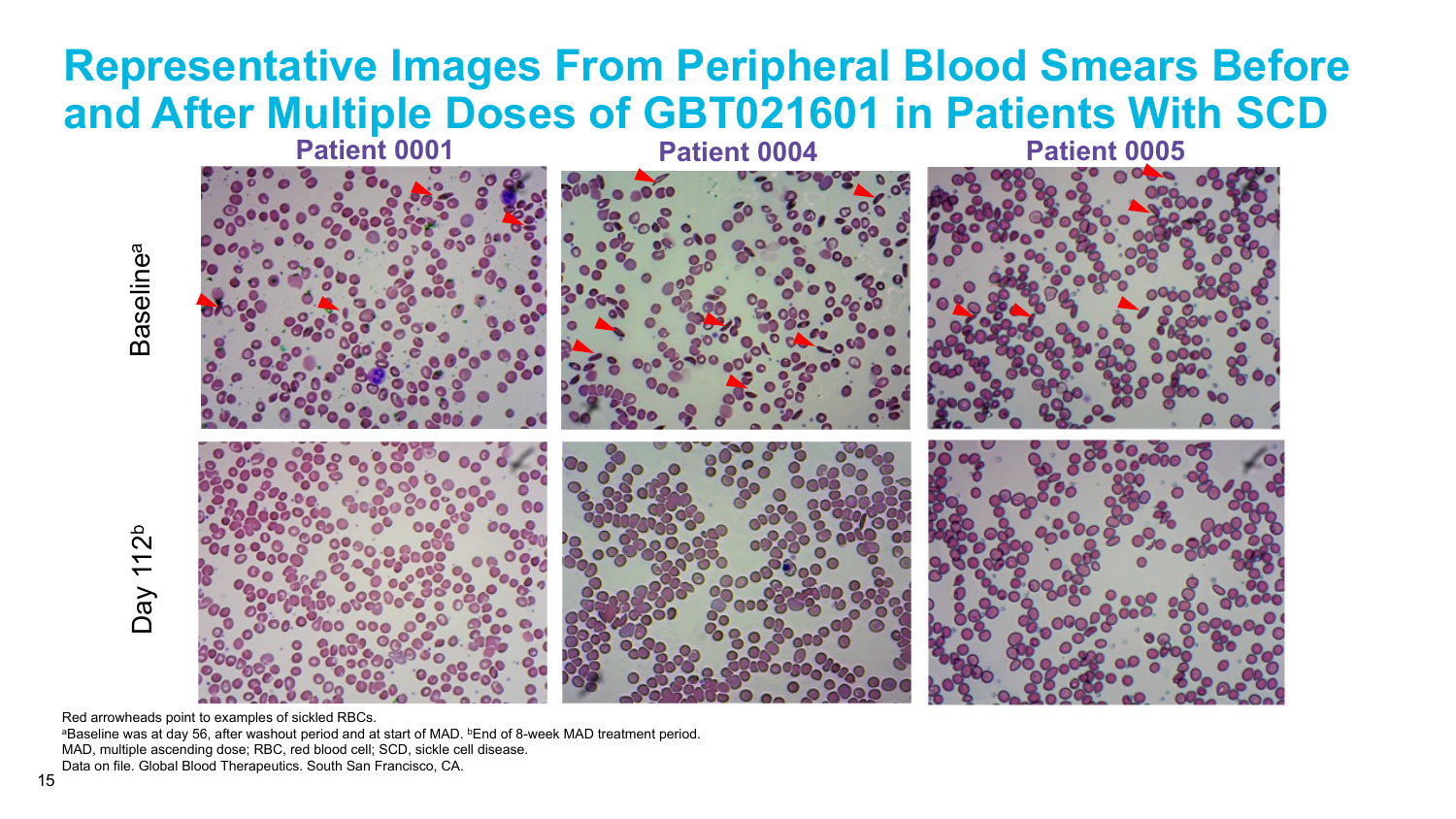# Representative Images From Peripheral Blood Smears Before and After Multiple Doses of GBT021601 in Patients With SCD

Patient 0001 | Patient 0004 | Patient 0005

Baseline[a]

Day 112[b]

Red arrowheads point to examples of sickled RBCs.

[a]Baseline was at day 56, after washout period and at start of MAD. [b]End of 8-week MAD treatment period.

MAD, multiple ascending dose; RBC, red blood cell; SCD, sickle cell disease.

Data on file. Global Blood Therapeutics. South San Francisco, CA.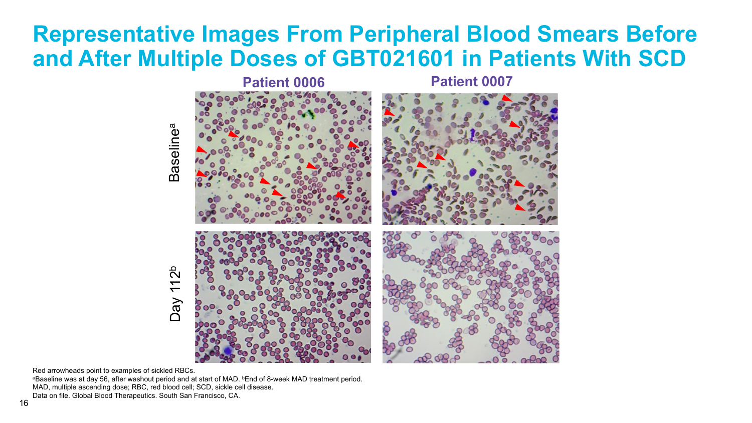# Representative Images From Peripheral Blood Smears Before and After Multiple Doses of GBT021601 in Patients With SCD

Patient 0006 | Patient 0007

Baseline[a]

Day 112[b]

Red arrowheads point to examples of sickled RBCs.

[a]Baseline was at day 56, after washout period and at start of MAD. [b]End of 8-week MAD treatment period.

MAD, multiple ascending dose; RBC, red blood cell; SCD, sickle cell disease.

Data on file. Global Blood Therapeutics. South San Francisco, CA.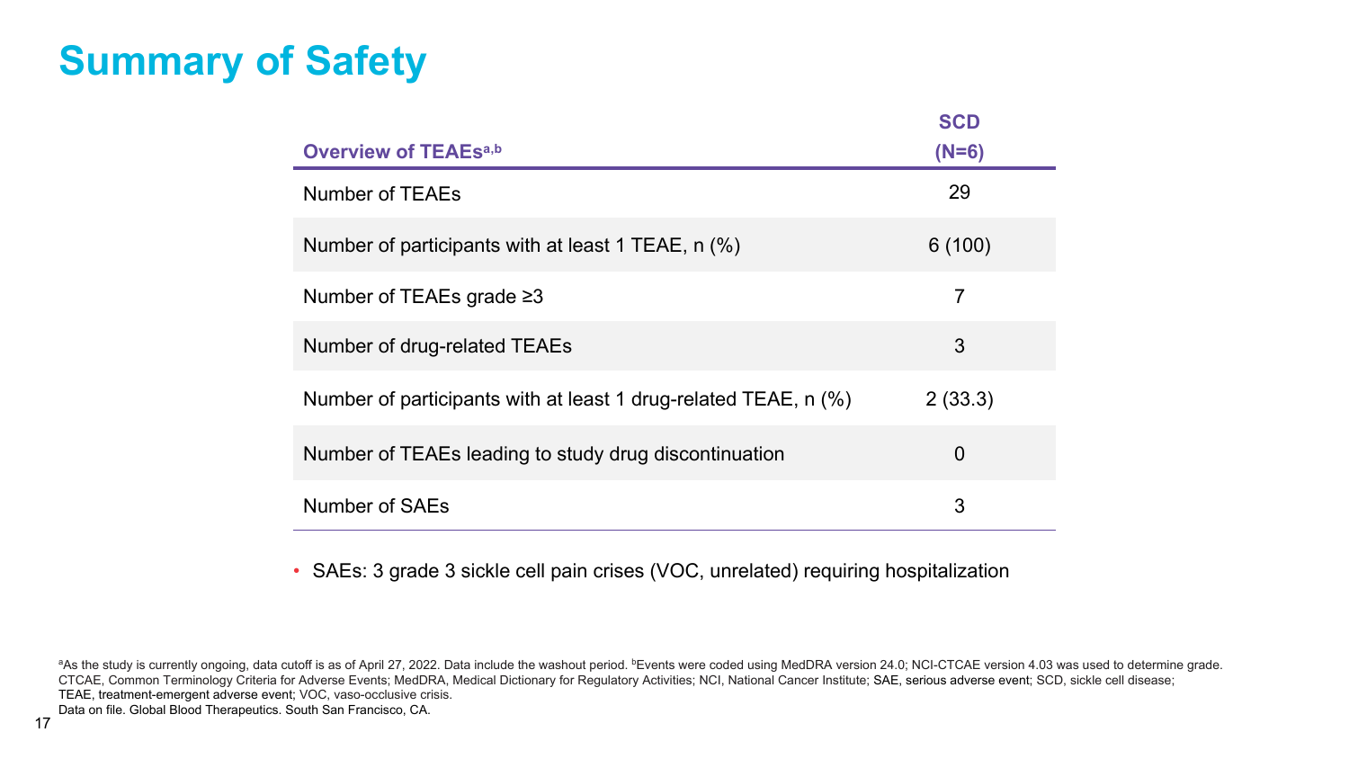# Summary of Safety

| Overview of TEAEs[a,b] | SCD (N=6) |
|---|---|
| Number of TEAEs | 29 |
| Number of participants with at least 1 TEAE, n (%) | 6 (100) |
| Number of TEAEs grade ≥3 | 7 |
| Number of drug-related TEAEs | 3 |
| Number of participants with at least 1 drug-related TEAE, n (%) | 2 (33.3) |
| Number of TEAEs leading to study drug discontinuation | 0 |
| Number of SAEs | 3 |

- SAEs: 3 grade 3 sickle cell pain crises (VOC, unrelated) requiring hospitalization

[a]As the study is currently ongoing, data cutoff is as of April 27, 2022. Data include the washout period. [b]Events were coded using MedDRA version 24.0; NCI-CTCAE version 4.03 was used to determine grade.
CTCAE, Common Terminology Criteria for Adverse Events; MedDRA, Medical Dictionary for Regulatory Activities; NCI, National Cancer Institute; SAE, serious adverse event; SCD, sickle cell disease;
TEAE, treatment-emergent adverse event; VOC, vaso-occlusive crisis.
Data on file. Global Blood Therapeutics. South San Francisco, CA.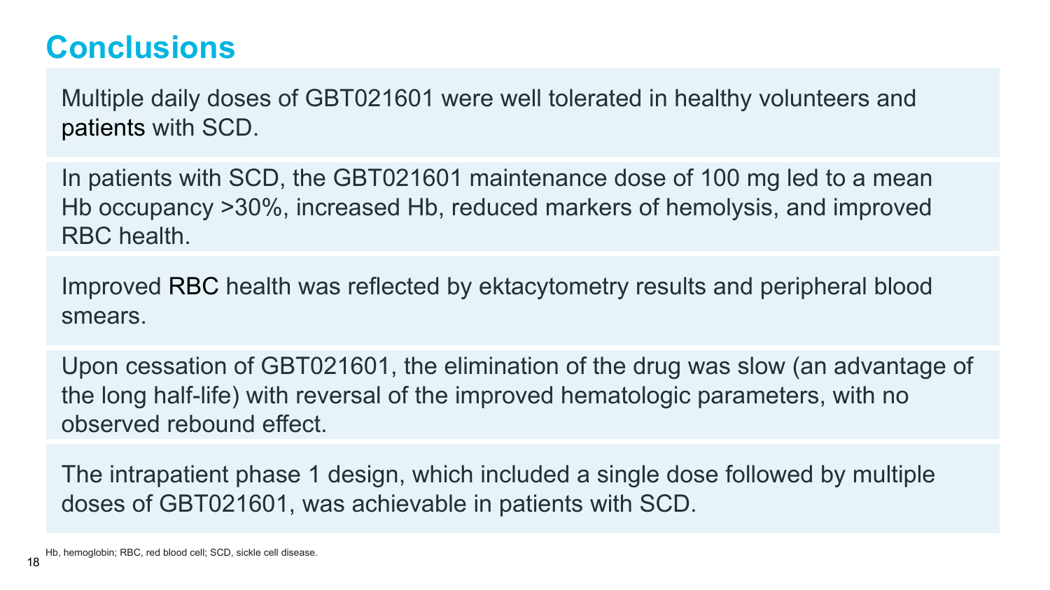# Conclusions

Multiple daily doses of GBT021601 were well tolerated in healthy volunteers and patients with SCD.

In patients with SCD, the GBT021601 maintenance dose of 100 mg led to a mean Hb occupancy >30%, increased Hb, reduced markers of hemolysis, and improved RBC health.

Improved RBC health was reflected by ektacytometry results and peripheral blood smears.

Upon cessation of GBT021601, the elimination of the drug was slow (an advantage of the long half-life) with reversal of the improved hematologic parameters, with no observed rebound effect.

The intrapatient phase 1 design, which included a single dose followed by multiple doses of GBT021601, was achievable in patients with SCD.

Hb, hemoglobin; RBC, red blood cell; SCD, sickle cell disease.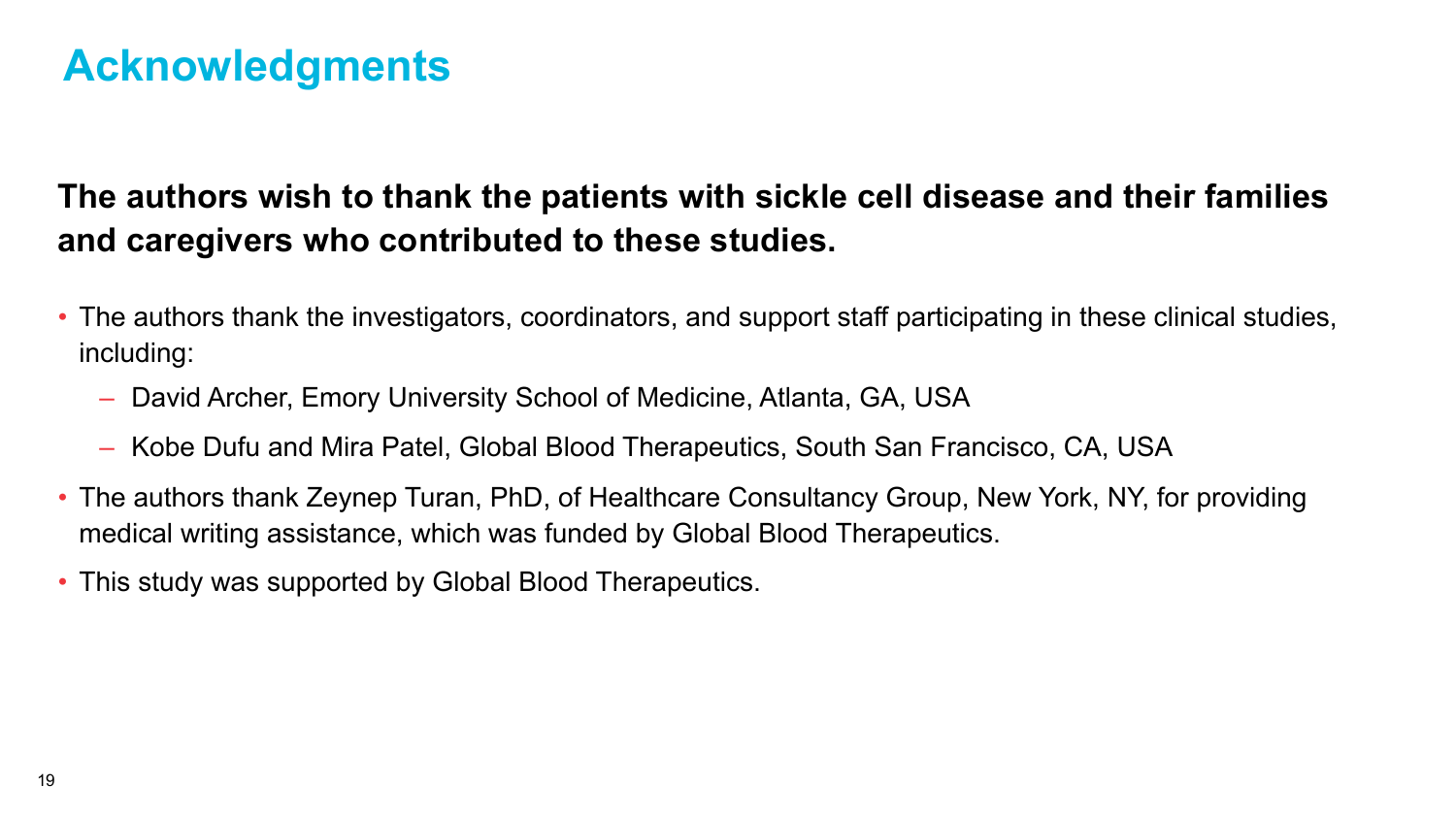# Acknowledgments

**The authors wish to thank the patients with sickle cell disease and their families and caregivers who contributed to these studies.**

- The authors thank the investigators, coordinators, and support staff participating in these clinical studies, including:
  - David Archer, Emory University School of Medicine, Atlanta, GA, USA
  - Kobe Dufu and Mira Patel, Global Blood Therapeutics, South San Francisco, CA, USA
- The authors thank Zeynep Turan, PhD, of Healthcare Consultancy Group, New York, NY, for providing medical writing assistance, which was funded by Global Blood Therapeutics.
- This study was supported by Global Blood Therapeutics.